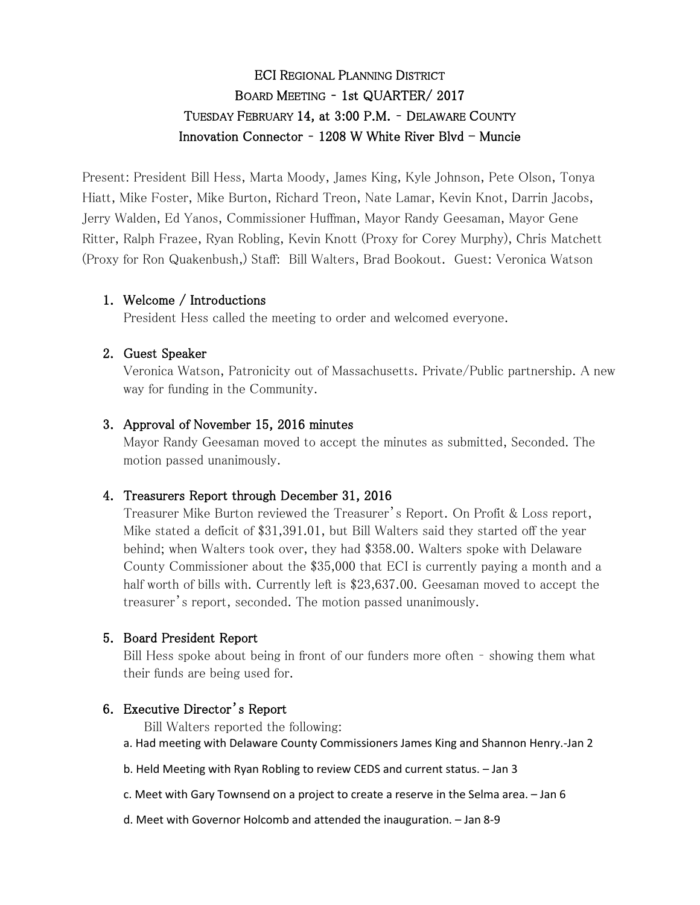# ECI Regional Planning District
## Board Meeting - 1st QUARTER/ 2017
## Tuesday February 14, at 3:00 P.M. - Delaware County
## Innovation Connector - 1208 W White River Blvd – Muncie

Present: President Bill Hess, Marta Moody, James King, Kyle Johnson, Pete Olson, Tonya Hiatt, Mike Foster, Mike Burton, Richard Treon, Nate Lamar, Kevin Knot, Darrin Jacobs, Jerry Walden, Ed Yanos, Commissioner Huffman, Mayor Randy Geesaman, Mayor Gene Ritter, Ralph Frazee, Ryan Robling, Kevin Knott (Proxy for Corey Murphy), Chris Matchett (Proxy for Ron Quakenbush,) Staff: Bill Walters, Brad Bookout. Guest: Veronica Watson

1. **Welcome / Introductions**
   President Hess called the meeting to order and welcomed everyone.

2. **Guest Speaker**
   Veronica Watson, Patronicity out of Massachusetts. Private/Public partnership. A new way for funding in the Community.

3. **Approval of November 15, 2016 minutes**
   Mayor Randy Geesaman moved to accept the minutes as submitted, Seconded. The motion passed unanimously.

4. **Treasurers Report through December 31, 2016**
   Treasurer Mike Burton reviewed the Treasurer's Report. On Profit & Loss report, Mike stated a deficit of $31,391.01, but Bill Walters said they started off the year behind; when Walters took over, they had $358.00. Walters spoke with Delaware County Commissioner about the $35,000 that ECI is currently paying a month and a half worth of bills with. Currently left is $23,637.00. Geesaman moved to accept the treasurer's report, seconded. The motion passed unanimously.

5. **Board President Report**
   Bill Hess spoke about being in front of our funders more often - showing them what their funds are being used for.

6. **Executive Director's Report**
   Bill Walters reported the following:
   a. Had meeting with Delaware County Commissioners James King and Shannon Henry.-Jan 2
   b. Held Meeting with Ryan Robling to review CEDS and current status. – Jan 3
   c. Meet with Gary Townsend on a project to create a reserve in the Selma area. – Jan 6
   d. Meet with Governor Holcomb and attended the inauguration. – Jan 8-9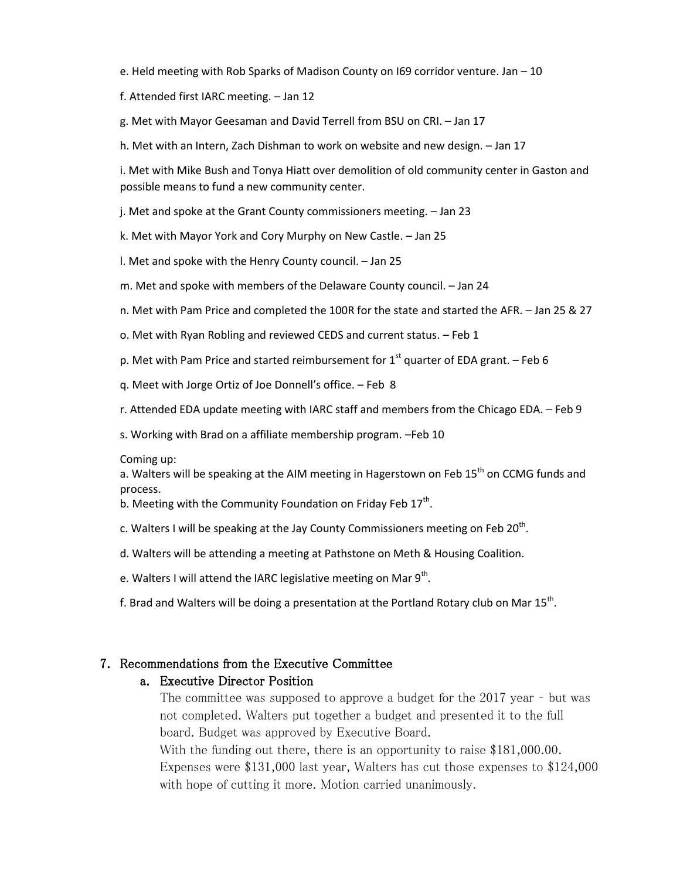e. Held meeting with Rob Sparks of Madison County on I69 corridor venture. Jan – 10

f. Attended first IARC meeting. – Jan 12

g. Met with Mayor Geesaman and David Terrell from BSU on CRI. – Jan 17

h. Met with an Intern, Zach Dishman to work on website and new design. – Jan 17

i. Met with Mike Bush and Tonya Hiatt over demolition of old community center in Gaston and possible means to fund a new community center.

j. Met and spoke at the Grant County commissioners meeting. – Jan 23

k. Met with Mayor York and Cory Murphy on New Castle. – Jan 25

l. Met and spoke with the Henry County council. – Jan 25

m. Met and spoke with members of the Delaware County council. – Jan 24

n. Met with Pam Price and completed the 100R for the state and started the AFR. – Jan 25 & 27

o. Met with Ryan Robling and reviewed CEDS and current status. – Feb 1

p. Met with Pam Price and started reimbursement for 1st quarter of EDA grant. – Feb 6

q. Meet with Jorge Ortiz of Joe Donnell's office. – Feb 8

r. Attended EDA update meeting with IARC staff and members from the Chicago EDA. – Feb 9

s. Working with Brad on a affiliate membership program. –Feb 10

Coming up:

a. Walters will be speaking at the AIM meeting in Hagerstown on Feb 15th on CCMG funds and process.

b. Meeting with the Community Foundation on Friday Feb 17th.

c. Walters I will be speaking at the Jay County Commissioners meeting on Feb 20th.

d. Walters will be attending a meeting at Pathstone on Meth & Housing Coalition.

e. Walters I will attend the IARC legislative meeting on Mar 9th.

f. Brad and Walters will be doing a presentation at the Portland Rotary club on Mar 15th.

## 7. Recommendations from the Executive Committee

### a. Executive Director Position

The committee was supposed to approve a budget for the 2017 year - but was not completed. Walters put together a budget and presented it to the full board. Budget was approved by Executive Board.

With the funding out there, there is an opportunity to raise $181,000.00. Expenses were $131,000 last year, Walters has cut those expenses to $124,000 with hope of cutting it more. Motion carried unanimously.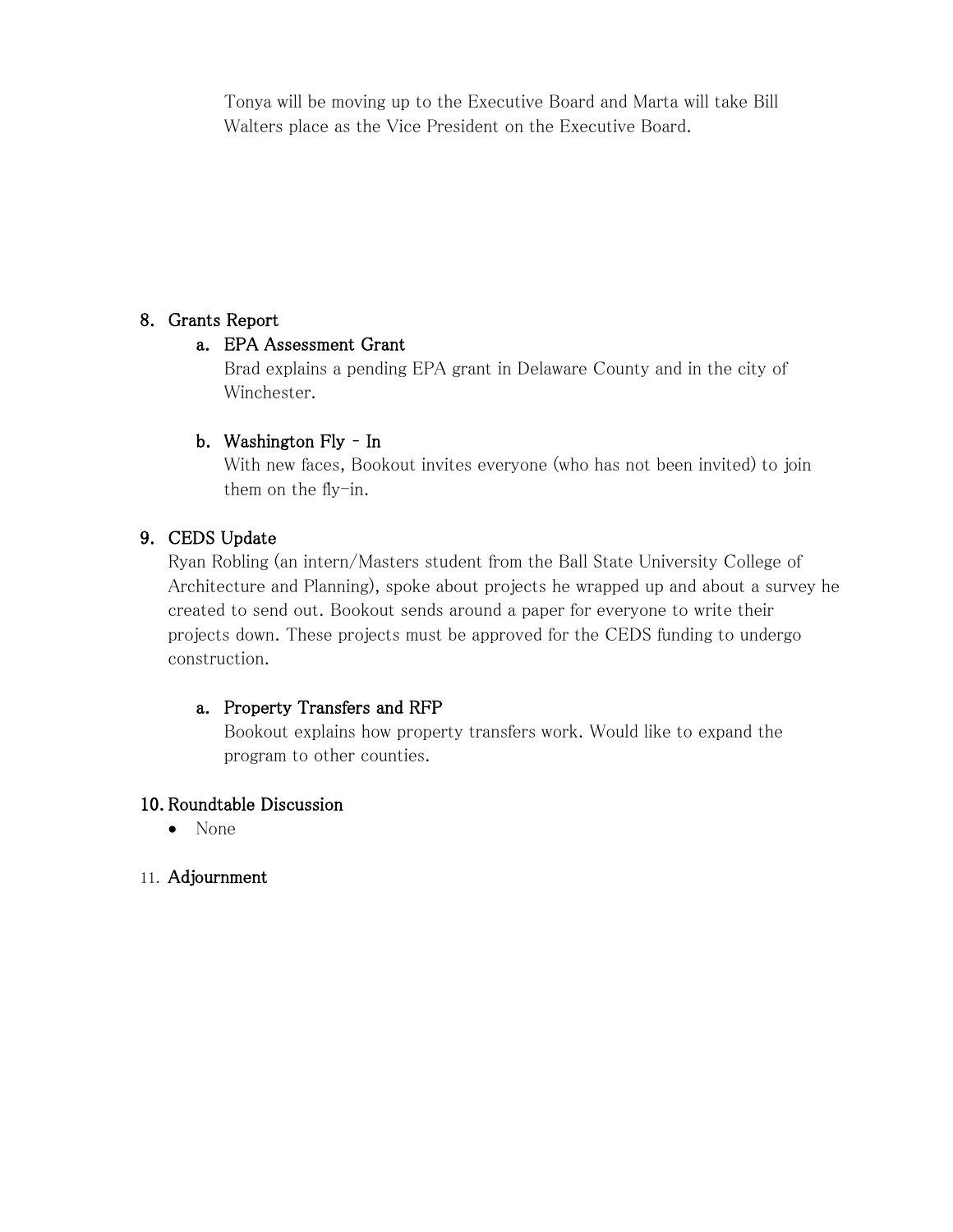Tonya will be moving up to the Executive Board and Marta will take Bill Walters place as the Vice President on the Executive Board.

8. **Grants Report**
   a. **EPA Assessment Grant**
      Brad explains a pending EPA grant in Delaware County and in the city of Winchester.

   b. **Washington Fly - In**
      With new faces, Bookout invites everyone (who has not been invited) to join them on the fly-in.

9. **CEDS Update**
   Ryan Robling (an intern/Masters student from the Ball State University College of Architecture and Planning), spoke about projects he wrapped up and about a survey he created to send out. Bookout sends around a paper for everyone to write their projects down. These projects must be approved for the CEDS funding to undergo construction.

   a. **Property Transfers and RFP**
      Bookout explains how property transfers work. Would like to expand the program to other counties.

10. **Roundtable Discussion**
    - None

11. **Adjournment**